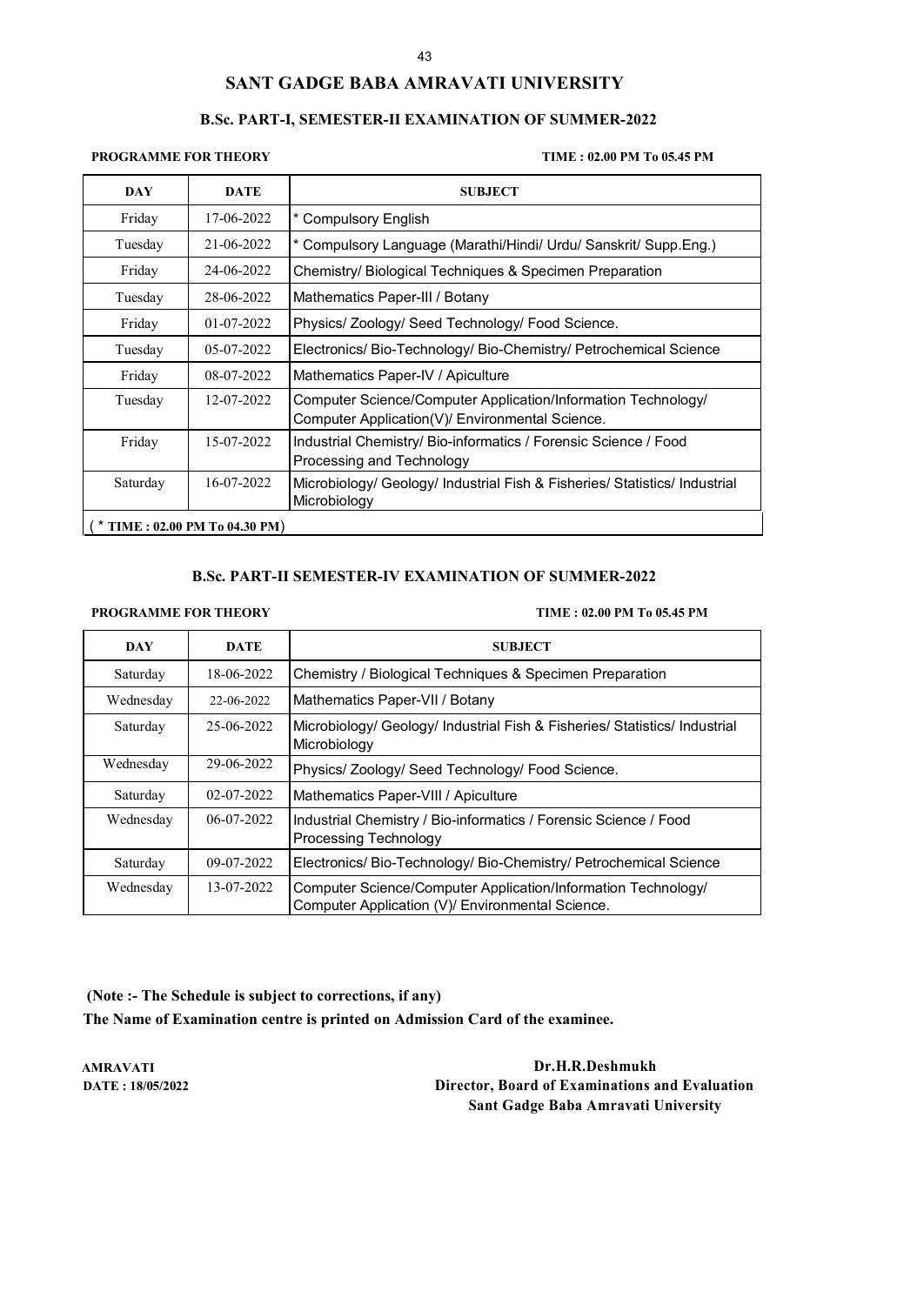# SANT GADGE BABA AMRAVATI UNIVERSITY

## B.Sc. PART-I, SEMESTER-II EXAMINATION OF SUMMER-2022

**PROGRAMME FOR THEORY** **TIME : 02.00 PM To 05.45 PM**

| DAY | DATE | SUBJECT |
|---|---|---|
| Friday | 17-06-2022 | * Compulsory English |
| Tuesday | 21-06-2022 | * Compulsory Language (Marathi/Hindi/ Urdu/ Sanskrit/ Supp.Eng.) |
| Friday | 24-06-2022 | Chemistry/ Biological Techniques & Specimen Preparation |
| Tuesday | 28-06-2022 | Mathematics Paper-III / Botany |
| Friday | 01-07-2022 | Physics/ Zoology/ Seed Technology/ Food Science. |
| Tuesday | 05-07-2022 | Electronics/ Bio-Technology/ Bio-Chemistry/ Petrochemical Science |
| Friday | 08-07-2022 | Mathematics Paper-IV / Apiculture |
| Tuesday | 12-07-2022 | Computer Science/Computer Application/Information Technology/ Computer Application(V)/ Environmental Science. |
| Friday | 15-07-2022 | Industrial Chemistry/ Bio-informatics / Forensic Science / Food Processing and Technology |
| Saturday | 16-07-2022 | Microbiology/ Geology/ Industrial Fish & Fisheries/ Statistics/ Industrial Microbiology |

( * **TIME : 02.00 PM To 04.30 PM**)

## B.Sc. PART-II SEMESTER-IV EXAMINATION OF SUMMER-2022

**PROGRAMME FOR THEORY** **TIME : 02.00 PM To 05.45 PM**

| DAY | DATE | SUBJECT |
|---|---|---|
| Saturday | 18-06-2022 | Chemistry / Biological Techniques & Specimen Preparation |
| Wednesday | 22-06-2022 | Mathematics Paper-VII / Botany |
| Saturday | 25-06-2022 | Microbiology/ Geology/ Industrial Fish & Fisheries/ Statistics/ Industrial Microbiology |
| Wednesday | 29-06-2022 | Physics/ Zoology/ Seed Technology/ Food Science. |
| Saturday | 02-07-2022 | Mathematics Paper-VIII / Apiculture |
| Wednesday | 06-07-2022 | Industrial Chemistry / Bio-informatics / Forensic Science / Food Processing Technology |
| Saturday | 09-07-2022 | Electronics/ Bio-Technology/ Bio-Chemistry/ Petrochemical Science |
| Wednesday | 13-07-2022 | Computer Science/Computer Application/Information Technology/ Computer Application (V)/ Environmental Science. |

**(Note :- The Schedule is subject to corrections, if any)**

**The Name of Examination centre is printed on Admission Card of the examinee.**

**AMRAVATI**
**DATE : 18/05/2022**

**Dr.H.R.Deshmukh**
**Director, Board of Examinations and Evaluation**
**Sant Gadge Baba Amravati University**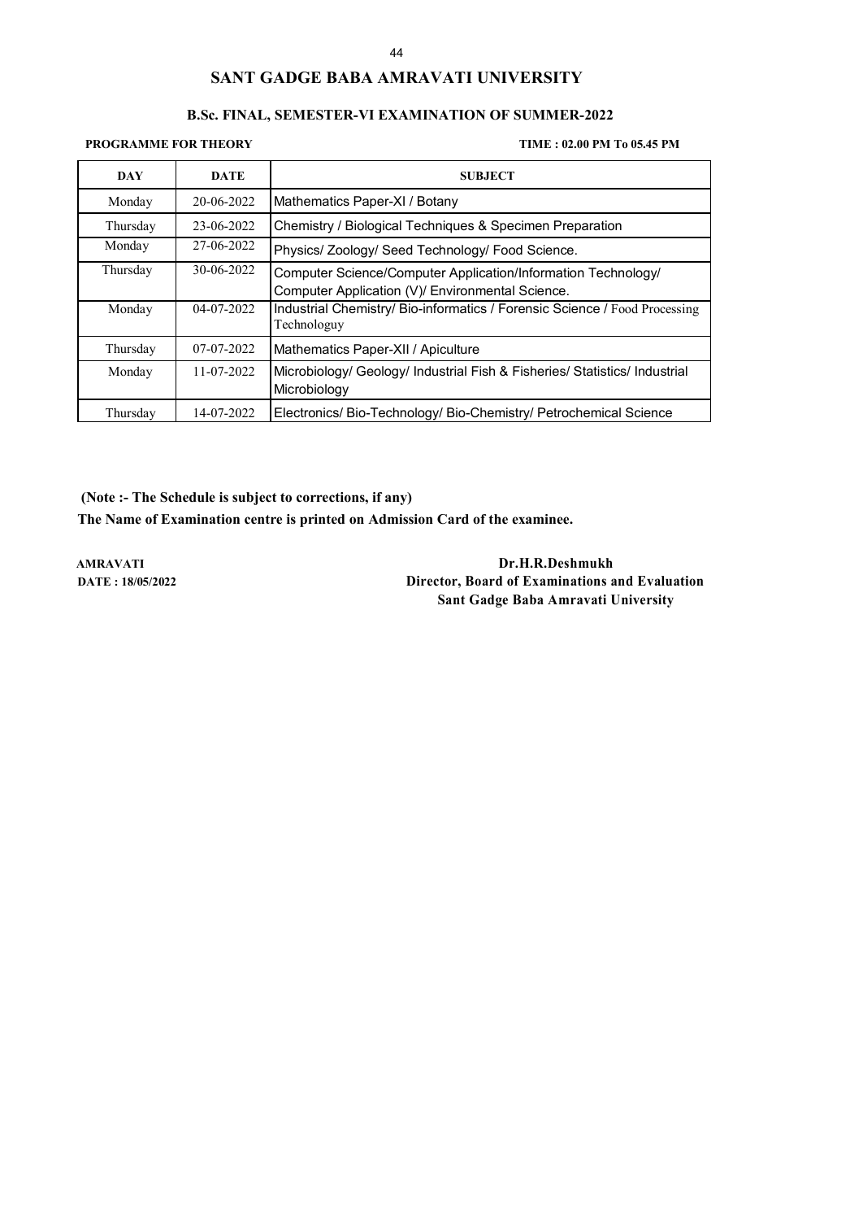# SANT GADGE BABA AMRAVATI UNIVERSITY

## B.Sc. FINAL, SEMESTER-VI EXAMINATION OF SUMMER-2022

**PROGRAMME FOR THEORY** **TIME : 02.00 PM To 05.45 PM**

| DAY | DATE | SUBJECT |
|---|---|---|
| Monday | 20-06-2022 | Mathematics Paper-XI / Botany |
| Thursday | 23-06-2022 | Chemistry / Biological Techniques & Specimen Preparation |
| Monday | 27-06-2022 | Physics/ Zoology/ Seed Technology/ Food Science. |
| Thursday | 30-06-2022 | Computer Science/Computer Application/Information Technology/ Computer Application (V)/ Environmental Science. |
| Monday | 04-07-2022 | Industrial Chemistry/ Bio-informatics / Forensic Science / Food Processing Technologuy |
| Thursday | 07-07-2022 | Mathematics Paper-XII / Apiculture |
| Monday | 11-07-2022 | Microbiology/ Geology/ Industrial Fish & Fisheries/ Statistics/ Industrial Microbiology |
| Thursday | 14-07-2022 | Electronics/ Bio-Technology/ Bio-Chemistry/ Petrochemical Science |

**(Note :- The Schedule is subject to corrections, if any)**

**The Name of Examination centre is printed on Admission Card of the examinee.**

**AMRAVATI**
**DATE : 18/05/2022**

**Dr.H.R.Deshmukh**
**Director, Board of Examinations and Evaluation**
**Sant Gadge Baba Amravati University**